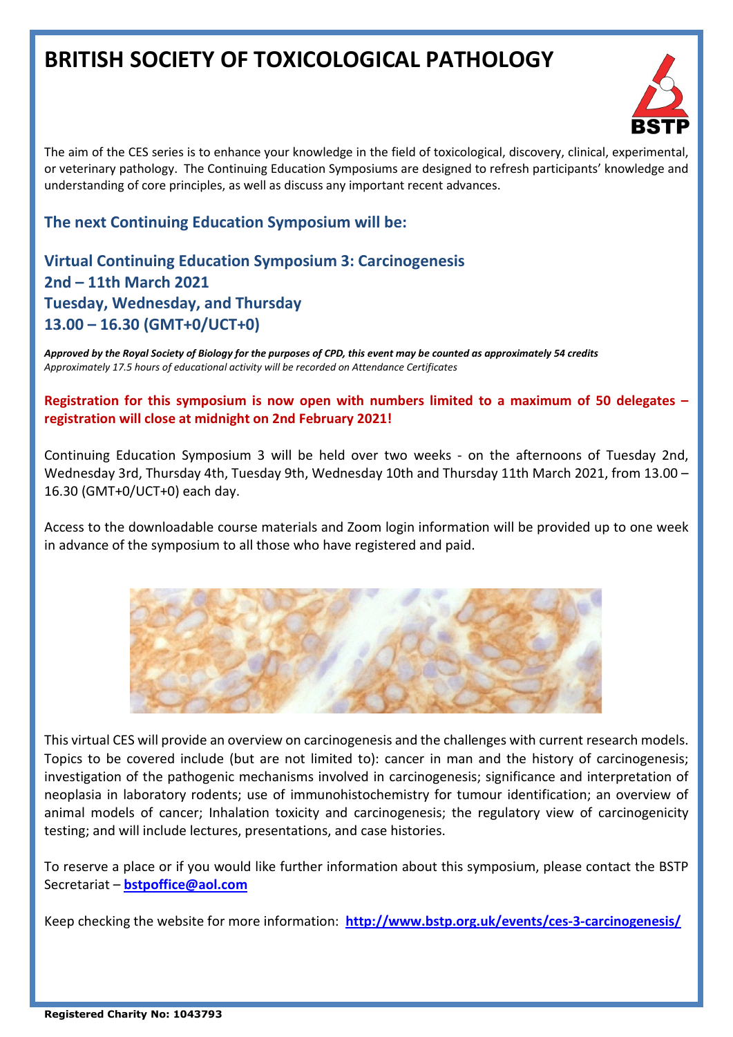# BRITISH SOCIETY OF TOXICOLOGICAL PATHOLOGY

The aim of the CES series is to enhance your knowledge in the field of toxicological, discovery, clinical, experimental, or veterinary pathology. The Continuing Education Symposiums are designed to refresh participants' knowledge and understanding of core principles, as well as discuss any important recent advances.

## The next Continuing Education Symposium will be:

## Virtual Continuing Education Symposium 3: Carcinogenesis
## 2nd – 11th March 2021
## Tuesday, Wednesday, and Thursday
## 13.00 – 16.30 (GMT+0/UCT+0)

***Approved by the Royal Society of Biology for the purposes of CPD, this event may be counted as approximately 54 credits***
*Approximately 17.5 hours of educational activity will be recorded on Attendance Certificates*

**Registration for this symposium is now open with numbers limited to a maximum of 50 delegates – registration will close at midnight on 2nd February 2021!**

Continuing Education Symposium 3 will be held over two weeks - on the afternoons of Tuesday 2nd, Wednesday 3rd, Thursday 4th, Tuesday 9th, Wednesday 10th and Thursday 11th March 2021, from 13.00 – 16.30 (GMT+0/UCT+0) each day.

Access to the downloadable course materials and Zoom login information will be provided up to one week in advance of the symposium to all those who have registered and paid.

This virtual CES will provide an overview on carcinogenesis and the challenges with current research models. Topics to be covered include (but are not limited to): cancer in man and the history of carcinogenesis; investigation of the pathogenic mechanisms involved in carcinogenesis; significance and interpretation of neoplasia in laboratory rodents; use of immunohistochemistry for tumour identification; an overview of animal models of cancer; Inhalation toxicity and carcinogenesis; the regulatory view of carcinogenicity testing; and will include lectures, presentations, and case histories.

To reserve a place or if you would like further information about this symposium, please contact the BSTP Secretariat – **bstpoffice@aol.com**

Keep checking the website for more information: **http://www.bstp.org.uk/events/ces-3-carcinogenesis/**

**Registered Charity No: 1043793**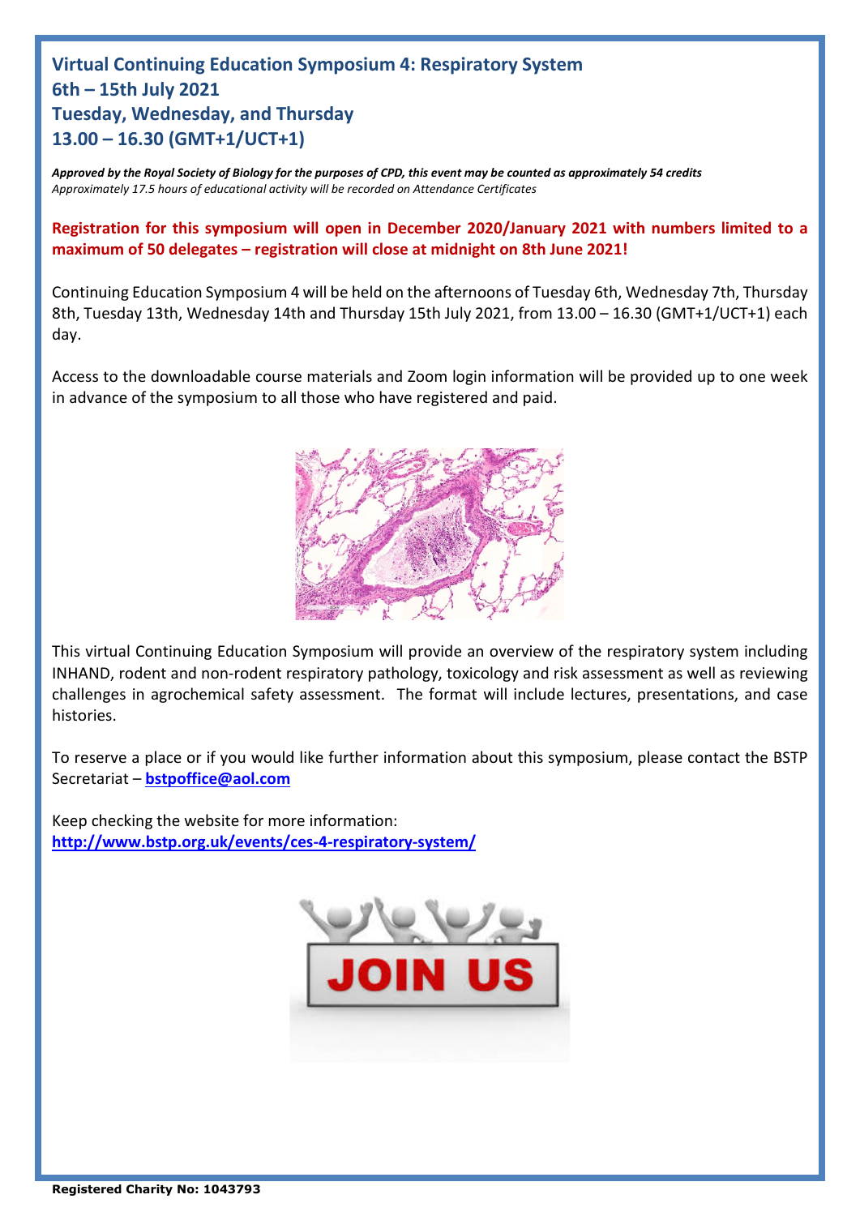## Virtual Continuing Education Symposium 4: Respiratory System
## 6th – 15th July 2021
## Tuesday, Wednesday, and Thursday
## 13.00 – 16.30 (GMT+1/UCT+1)

***Approved by the Royal Society of Biology for the purposes of CPD, this event may be counted as approximately 54 credits***
*Approximately 17.5 hours of educational activity will be recorded on Attendance Certificates*

**Registration for this symposium will open in December 2020/January 2021 with numbers limited to a maximum of 50 delegates – registration will close at midnight on 8th June 2021!**

Continuing Education Symposium 4 will be held on the afternoons of Tuesday 6th, Wednesday 7th, Thursday 8th, Tuesday 13th, Wednesday 14th and Thursday 15th July 2021, from 13.00 – 16.30 (GMT+1/UCT+1) each day.

Access to the downloadable course materials and Zoom login information will be provided up to one week in advance of the symposium to all those who have registered and paid.

This virtual Continuing Education Symposium will provide an overview of the respiratory system including INHAND, rodent and non-rodent respiratory pathology, toxicology and risk assessment as well as reviewing challenges in agrochemical safety assessment. The format will include lectures, presentations, and case histories.

To reserve a place or if you would like further information about this symposium, please contact the BSTP Secretariat – **bstpoffice@aol.com**

Keep checking the website for more information:
**http://www.bstp.org.uk/events/ces-4-respiratory-system/**

**Registered Charity No: 1043793**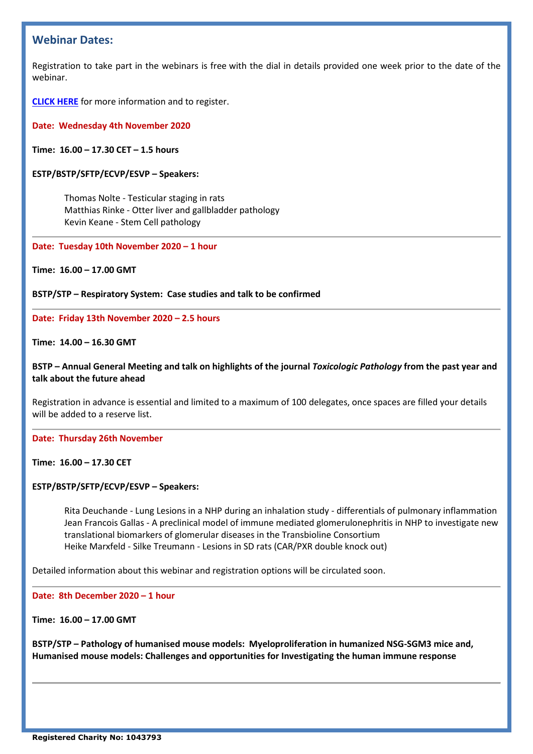## Webinar Dates:

Registration to take part in the webinars is free with the dial in details provided one week prior to the date of the webinar.

**CLICK HERE** for more information and to register.

**Date: Wednesday 4th November 2020**

**Time: 16.00 – 17.30 CET – 1.5 hours**

**ESTP/BSTP/SFTP/ECVP/ESVP – Speakers:**

Thomas Nolte - Testicular staging in rats
Matthias Rinke - Otter liver and gallbladder pathology
Kevin Keane - Stem Cell pathology

---

**Date: Tuesday 10th November 2020 – 1 hour**

**Time: 16.00 – 17.00 GMT**

**BSTP/STP – Respiratory System: Case studies and talk to be confirmed**

---

**Date: Friday 13th November 2020 – 2.5 hours**

**Time: 14.00 – 16.30 GMT**

**BSTP – Annual General Meeting and talk on highlights of the journal *Toxicologic Pathology* from the past year and talk about the future ahead**

Registration in advance is essential and limited to a maximum of 100 delegates, once spaces are filled your details will be added to a reserve list.

---

**Date: Thursday 26th November**

**Time: 16.00 – 17.30 CET**

**ESTP/BSTP/SFTP/ECVP/ESVP – Speakers:**

Rita Deuchande - Lung Lesions in a NHP during an inhalation study - differentials of pulmonary inflammation
Jean Francois Gallas - A preclinical model of immune mediated glomerulonephritis in NHP to investigate new translational biomarkers of glomerular diseases in the Transbioline Consortium
Heike Marxfeld - Silke Treumann - Lesions in SD rats (CAR/PXR double knock out)

Detailed information about this webinar and registration options will be circulated soon.

---

**Date: 8th December 2020 – 1 hour**

**Time: 16.00 – 17.00 GMT**

**BSTP/STP – Pathology of humanised mouse models: Myeloproliferation in humanized NSG-SGM3 mice and, Humanised mouse models: Challenges and opportunities for Investigating the human immune response**

---

**Registered Charity No: 1043793**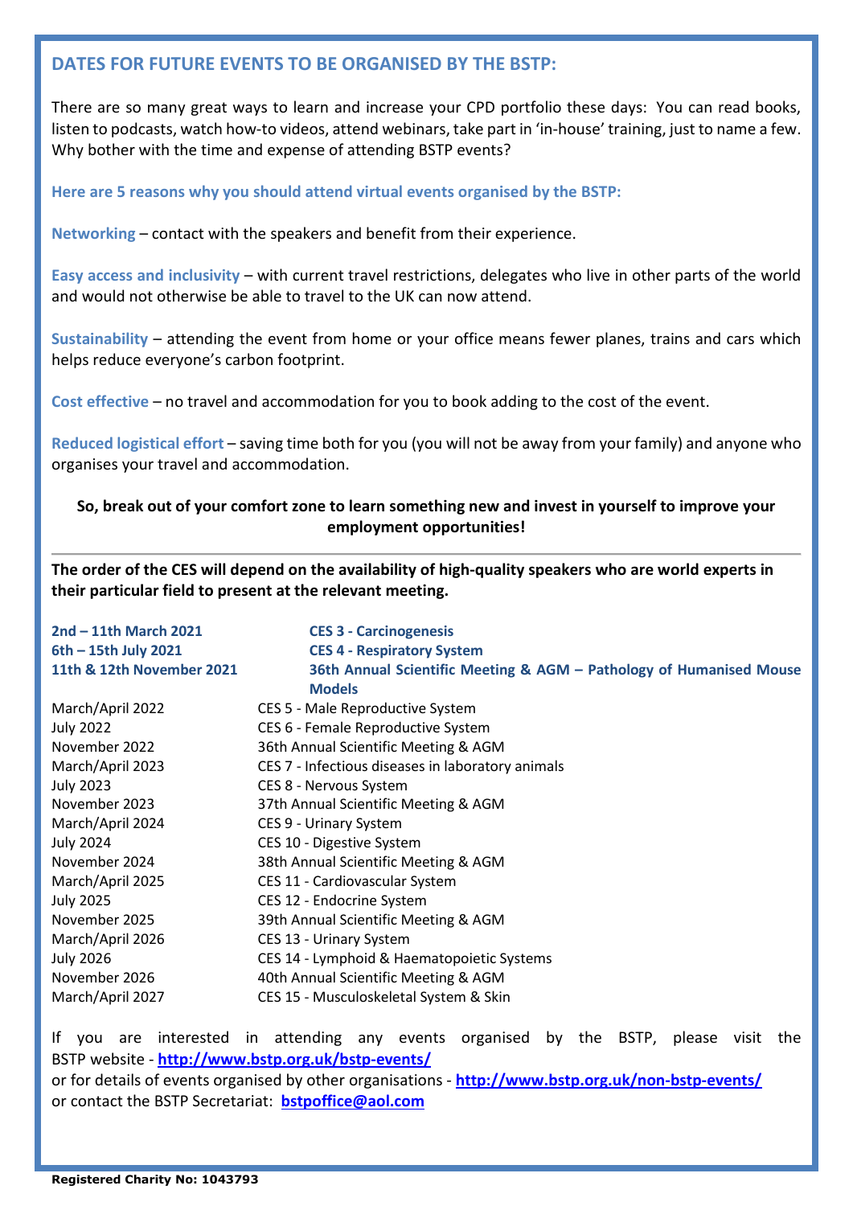## DATES FOR FUTURE EVENTS TO BE ORGANISED BY THE BSTP:

There are so many great ways to learn and increase your CPD portfolio these days: You can read books, listen to podcasts, watch how-to videos, attend webinars, take part in 'in-house' training, just to name a few. Why bother with the time and expense of attending BSTP events?

**Here are 5 reasons why you should attend virtual events organised by the BSTP:**

**Networking** – contact with the speakers and benefit from their experience.

**Easy access and inclusivity** – with current travel restrictions, delegates who live in other parts of the world and would not otherwise be able to travel to the UK can now attend.

**Sustainability** – attending the event from home or your office means fewer planes, trains and cars which helps reduce everyone's carbon footprint.

**Cost effective** – no travel and accommodation for you to book adding to the cost of the event.

**Reduced logistical effort** – saving time both for you (you will not be away from your family) and anyone who organises your travel and accommodation.

**So, break out of your comfort zone to learn something new and invest in yourself to improve your employment opportunities!**

---

**The order of the CES will depend on the availability of high-quality speakers who are world experts in their particular field to present at the relevant meeting.**

| | |
|---|---|
| **2nd – 11th March 2021** | **CES 3 - Carcinogenesis** |
| **6th – 15th July 2021** | **CES 4 - Respiratory System** |
| **11th & 12th November 2021** | **36th Annual Scientific Meeting & AGM – Pathology of Humanised Mouse Models** |
| March/April 2022 | CES 5 - Male Reproductive System |
| July 2022 | CES 6 - Female Reproductive System |
| November 2022 | 36th Annual Scientific Meeting & AGM |
| March/April 2023 | CES 7 - Infectious diseases in laboratory animals |
| July 2023 | CES 8 - Nervous System |
| November 2023 | 37th Annual Scientific Meeting & AGM |
| March/April 2024 | CES 9 - Urinary System |
| July 2024 | CES 10 - Digestive System |
| November 2024 | 38th Annual Scientific Meeting & AGM |
| March/April 2025 | CES 11 - Cardiovascular System |
| July 2025 | CES 12 - Endocrine System |
| November 2025 | 39th Annual Scientific Meeting & AGM |
| March/April 2026 | CES 13 - Urinary System |
| July 2026 | CES 14 - Lymphoid & Haematopoietic Systems |
| November 2026 | 40th Annual Scientific Meeting & AGM |
| March/April 2027 | CES 15 - Musculoskeletal System & Skin |

If you are interested in attending any events organised by the BSTP, please visit the BSTP website - **http://www.bstp.org.uk/bstp-events/**
or for details of events organised by other organisations - **http://www.bstp.org.uk/non-bstp-events/**
or contact the BSTP Secretariat: **bstpoffice@aol.com**

**Registered Charity No: 1043793**